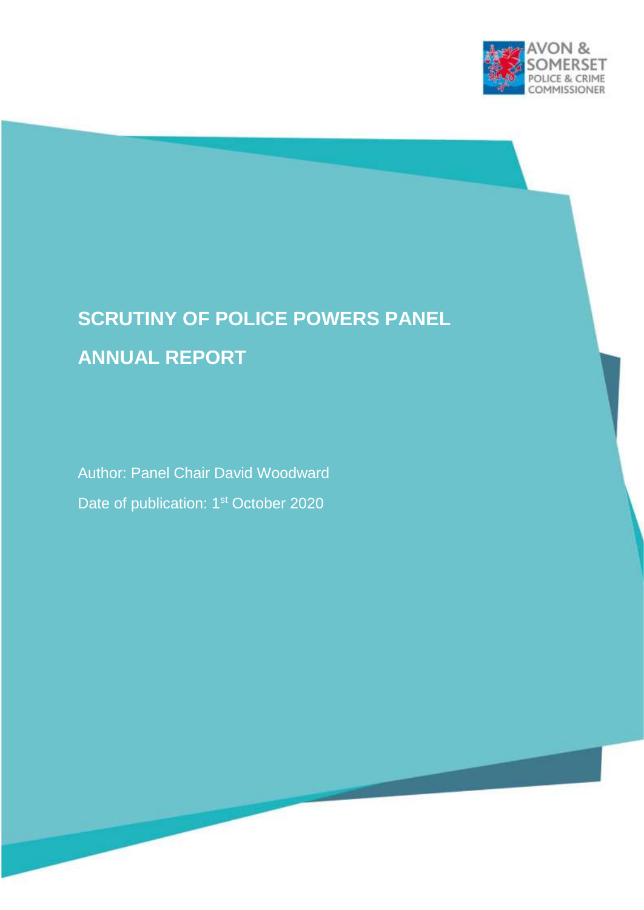AVON & SOMERSET POLICE & CRIME COMMISSIONER

# SCRUTINY OF POLICE POWERS PANEL

# ANNUAL REPORT

Author: Panel Chair David Woodward

Date of publication: 1st October 2020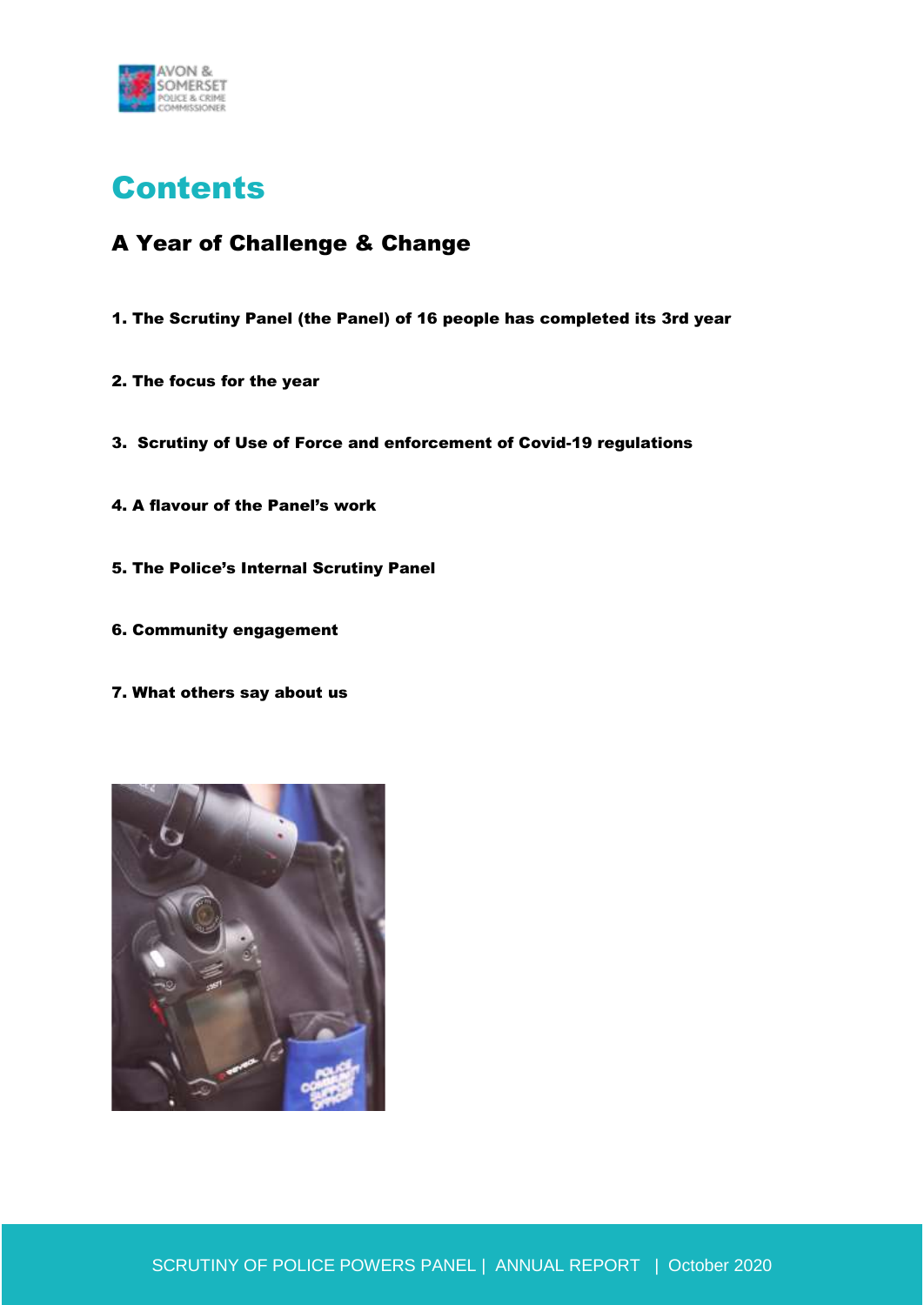# Contents

## A Year of Challenge & Change

**1. The Scrutiny Panel (the Panel) of 16 people has completed its 3rd year**

**2. The focus for the year**

**3. Scrutiny of Use of Force and enforcement of Covid-19 regulations**

**4. A flavour of the Panel's work**

**5. The Police's Internal Scrutiny Panel**

**6. Community engagement**

**7. What others say about us**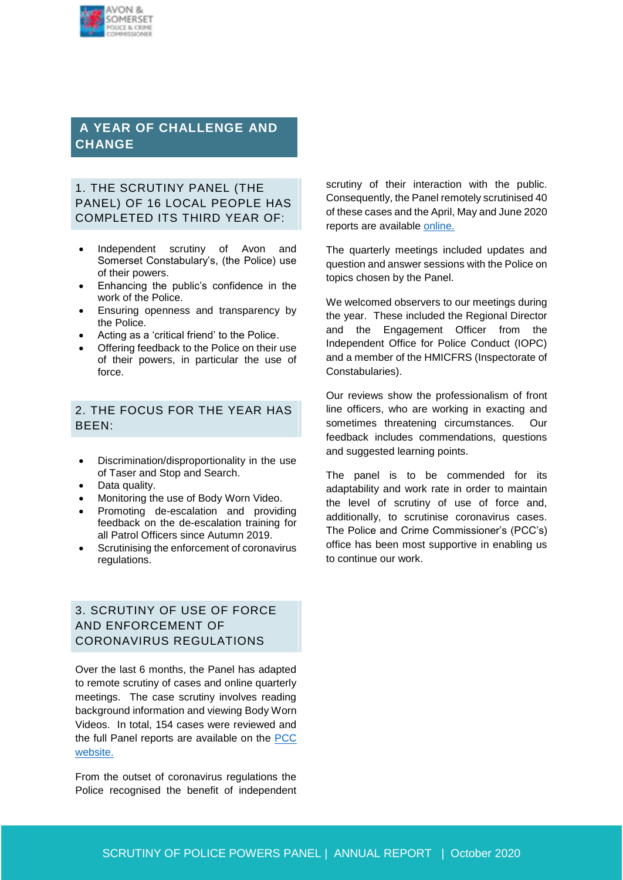## A YEAR OF CHALLENGE AND CHANGE

### 1. THE SCRUTINY PANEL (THE PANEL) OF 16 LOCAL PEOPLE HAS COMPLETED ITS THIRD YEAR OF:

- Independent scrutiny of Avon and Somerset Constabulary's, (the Police) use of their powers.
- Enhancing the public's confidence in the work of the Police.
- Ensuring openness and transparency by the Police.
- Acting as a 'critical friend' to the Police.
- Offering feedback to the Police on their use of their powers, in particular the use of force.

### 2. THE FOCUS FOR THE YEAR HAS BEEN:

- Discrimination/disproportionality in the use of Taser and Stop and Search.
- Data quality.
- Monitoring the use of Body Worn Video.
- Promoting de-escalation and providing feedback on the de-escalation training for all Patrol Officers since Autumn 2019.
- Scrutinising the enforcement of coronavirus regulations.

### 3. SCRUTINY OF USE OF FORCE AND ENFORCEMENT OF CORONAVIRUS REGULATIONS

Over the last 6 months, the Panel has adapted to remote scrutiny of cases and online quarterly meetings. The case scrutiny involves reading background information and viewing Body Worn Videos. In total, 154 cases were reviewed and the full Panel reports are available on the PCC website.

From the outset of coronavirus regulations the Police recognised the benefit of independent scrutiny of their interaction with the public. Consequently, the Panel remotely scrutinised 40 of these cases and the April, May and June 2020 reports are available online.

The quarterly meetings included updates and question and answer sessions with the Police on topics chosen by the Panel.

We welcomed observers to our meetings during the year. These included the Regional Director and the Engagement Officer from the Independent Office for Police Conduct (IOPC) and a member of the HMICFRS (Inspectorate of Constabularies).

Our reviews show the professionalism of front line officers, who are working in exacting and sometimes threatening circumstances. Our feedback includes commendations, questions and suggested learning points.

The panel is to be commended for its adaptability and work rate in order to maintain the level of scrutiny of use of force and, additionally, to scrutinise coronavirus cases. The Police and Crime Commissioner's (PCC's) office has been most supportive in enabling us to continue our work.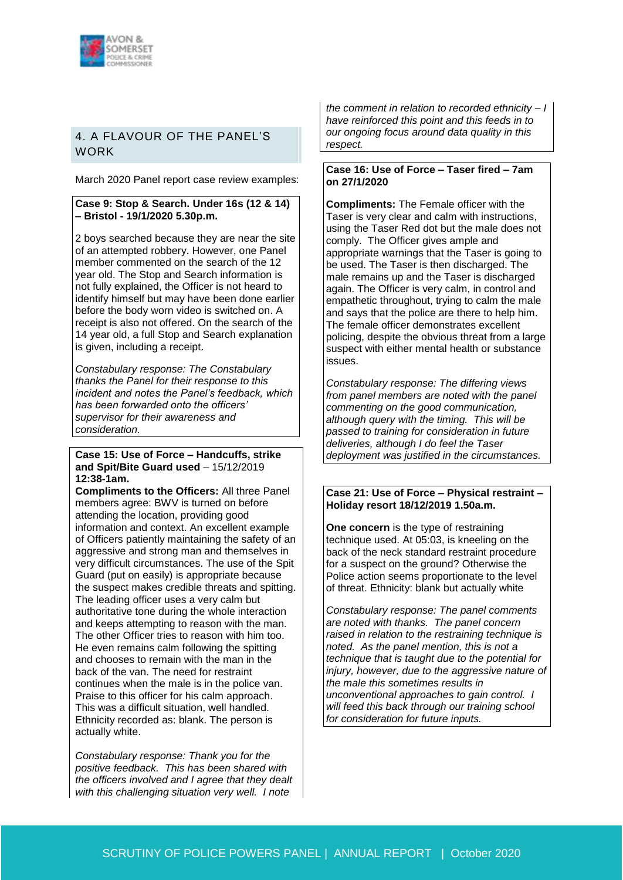## 4. A FLAVOUR OF THE PANEL'S WORK

March 2020 Panel report case review examples:

**Case 9: Stop & Search. Under 16s (12 & 14) – Bristol - 19/1/2020 5.30p.m.**

2 boys searched because they are near the site of an attempted robbery. However, one Panel member commented on the search of the 12 year old. The Stop and Search information is not fully explained, the Officer is not heard to identify himself but may have been done earlier before the body worn video is switched on. A receipt is also not offered. On the search of the 14 year old, a full Stop and Search explanation is given, including a receipt.

*Constabulary response: The Constabulary thanks the Panel for their response to this incident and notes the Panel's feedback, which has been forwarded onto the officers' supervisor for their awareness and consideration.*

**Case 15: Use of Force – Handcuffs, strike and Spit/Bite Guard used** – 15/12/2019 **12:38-1am.**

**Compliments to the Officers:** All three Panel members agree: BWV is turned on before attending the location, providing good information and context. An excellent example of Officers patiently maintaining the safety of an aggressive and strong man and themselves in very difficult circumstances. The use of the Spit Guard (put on easily) is appropriate because the suspect makes credible threats and spitting. The leading officer uses a very calm but authoritative tone during the whole interaction and keeps attempting to reason with the man. The other Officer tries to reason with him too. He even remains calm following the spitting and chooses to remain with the man in the back of the van. The need for restraint continues when the male is in the police van. Praise to this officer for his calm approach. This was a difficult situation, well handled. Ethnicity recorded as: blank. The person is actually white.

*Constabulary response: Thank you for the positive feedback. This has been shared with the officers involved and I agree that they dealt with this challenging situation very well. I note the comment in relation to recorded ethnicity – I have reinforced this point and this feeds in to our ongoing focus around data quality in this respect.*

**Case 16: Use of Force – Taser fired – 7am on 27/1/2020**

**Compliments:** The Female officer with the Taser is very clear and calm with instructions, using the Taser Red dot but the male does not comply. The Officer gives ample and appropriate warnings that the Taser is going to be used. The Taser is then discharged. The male remains up and the Taser is discharged again. The Officer is very calm, in control and empathetic throughout, trying to calm the male and says that the police are there to help him. The female officer demonstrates excellent policing, despite the obvious threat from a large suspect with either mental health or substance issues.

*Constabulary response: The differing views from panel members are noted with the panel commenting on the good communication, although query with the timing. This will be passed to training for consideration in future deliveries, although I do feel the Taser deployment was justified in the circumstances.*

**Case 21: Use of Force – Physical restraint – Holiday resort 18/12/2019 1.50a.m.**

**One concern** is the type of restraining technique used. At 05:03, is kneeling on the back of the neck standard restraint procedure for a suspect on the ground? Otherwise the Police action seems proportionate to the level of threat. Ethnicity: blank but actually white

*Constabulary response: The panel comments are noted with thanks. The panel concern raised in relation to the restraining technique is noted. As the panel mention, this is not a technique that is taught due to the potential for injury, however, due to the aggressive nature of the male this sometimes results in unconventional approaches to gain control. I will feed this back through our training school for consideration for future inputs.*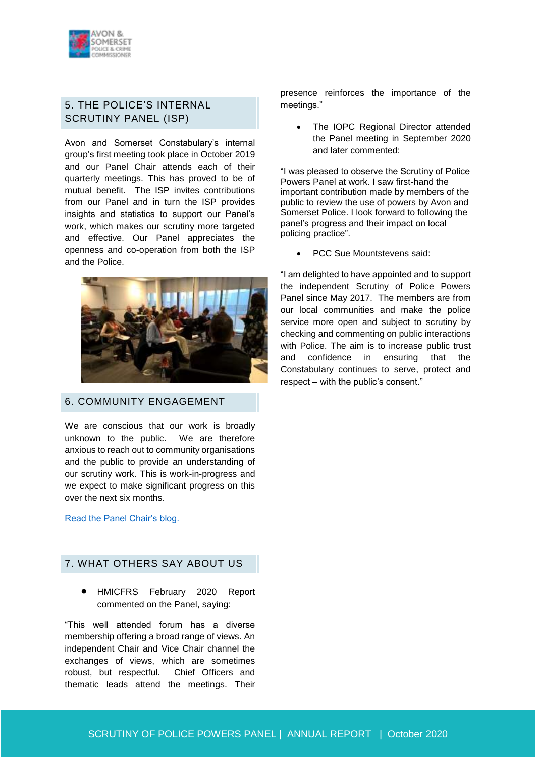## 5. THE POLICE'S INTERNAL SCRUTINY PANEL (ISP)

Avon and Somerset Constabulary's internal group's first meeting took place in October 2019 and our Panel Chair attends each of their quarterly meetings. This has proved to be of mutual benefit. The ISP invites contributions from our Panel and in turn the ISP provides insights and statistics to support our Panel's work, which makes our scrutiny more targeted and effective. Our Panel appreciates the openness and co-operation from both the ISP and the Police.

## 6. COMMUNITY ENGAGEMENT

We are conscious that our work is broadly unknown to the public. We are therefore anxious to reach out to community organisations and the public to provide an understanding of our scrutiny work. This is work-in-progress and we expect to make significant progress on this over the next six months.

[Read the Panel Chair's blog.]

## 7. WHAT OTHERS SAY ABOUT US

- HMICFRS February 2020 Report commented on the Panel, saying:

"This well attended forum has a diverse membership offering a broad range of views. An independent Chair and Vice Chair channel the exchanges of views, which are sometimes robust, but respectful. Chief Officers and thematic leads attend the meetings. Their presence reinforces the importance of the meetings."

- The IOPC Regional Director attended the Panel meeting in September 2020 and later commented:

"I was pleased to observe the Scrutiny of Police Powers Panel at work. I saw first-hand the important contribution made by members of the public to review the use of powers by Avon and Somerset Police. I look forward to following the panel's progress and their impact on local policing practice".

- PCC Sue Mountstevens said:

"I am delighted to have appointed and to support the independent Scrutiny of Police Powers Panel since May 2017. The members are from our local communities and make the police service more open and subject to scrutiny by checking and commenting on public interactions with Police. The aim is to increase public trust and confidence in ensuring that the Constabulary continues to serve, protect and respect – with the public's consent."